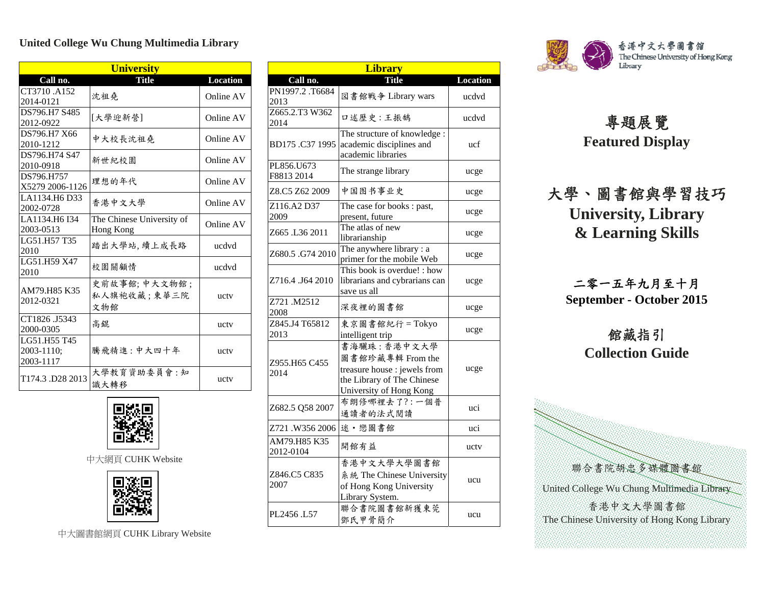## United College Wu Chung Multimedia Library

| University | | |
|---|---|---|
| **Call no.** | **Title** | **Location** |
| CT3710 .A152 2014-0121 | 沈祖堯 | Online AV |
| DS796.H7 S485 2012-0922 | [大學迎新營] | Online AV |
| DS796.H7 X66 2010-1212 | 中大校長沈祖堯 | Online AV |
| DS796.H74 S47 2010-0918 | 新世紀校園 | Online AV |
| DS796.H757 X5279 2006-1126 | 理想的年代 | Online AV |
| LA1134.H6 D33 2002-0728 | 香港中文大學 | Online AV |
| LA1134.H6 I34 2003-0513 | The Chinese University of Hong Kong | Online AV |
| LG51.H57 T35 2010 | 踏出大學站, 續上成長路 | ucdvd |
| LG51.H59 X47 2010 | 校園關顧情 | ucdvd |
| AM79.H85 K35 2012-0321 | 史前故事館; 中大文物館 ; 私人旗袍收藏 ; 東華三院文物館 | uctv |
| CT1826 .J5343 2000-0305 | 高錕 | uctv |
| LG51.H55 T45 2003-1110; 2003-1117 | 騰飛精進 : 中大四十年 | uctv |
| T174.3 .D28 2013 | 大學教育資助委員會 : 知識大轉移 | uctv |

中大網頁 CUHK Website

中大圖書館網頁 CUHK Library Website

| Library | | |
|---|---|---|
| **Call no.** | **Title** | **Location** |
| PN1997.2 .T6684 2013 | 図書館戦争 Library wars | ucdvd |
| Z665.2.T3 W362 2014 | 口述歷史 : 王振鵠 | ucdvd |
| BD175 .C37 1995 | The structure of knowledge : academic disciplines and academic libraries | ucf |
| PL856.U673 F8813 2014 | The strange library | ucge |
| Z8.C5 Z62 2009 | 中国图书事业史 | ucge |
| Z116.A2 D37 2009 | The case for books : past, present, future | ucge |
| Z665 .L36 2011 | The atlas of new librarianship | ucge |
| Z680.5 .G74 2010 | The anywhere library : a primer for the mobile Web | ucge |
| Z716.4 .J64 2010 | This book is overdue! : how librarians and cybrarians can save us all | ucge |
| Z721 .M2512 2008 | 深夜裡的圖書館 | ucge |
| Z845.J4 T65812 2013 | 東京圖書館紀行 = Tokyo intelligent trip | ucge |
| Z955.H65 C455 2014 | 書海驪珠 : 香港中文大學圖書館珍藏專輯 From the treasure house : jewels from the Library of The Chinese University of Hong Kong | ucge |
| Z682.5 Q58 2007 | 布朗修哪裡去了? : 一個普通讀者的法式閱讀 | uci |
| Z721 .W356 2006 | 迷 • 戀圖書館 | uci |
| AM79.H85 K35 2012-0104 | 開館有益 | uctv |
| Z846.C5 C835 2007 | 香港中文大學大學圖書館系統 The Chinese University of Hong Kong University Library System. | ucu |
| PL2456 .L57 | 聯合書院圖書館新獲東莞鄧氏甲骨簡介 | ucu |

香港中文大學圖書館
The Chinese University of Hong Kong Library

# 專題展覽
# Featured Display

# 大學、圖書館與學習技巧
# University, Library & Learning Skills

### 二零一五年九月至十月
### September - October 2015

## 館藏指引
## Collection Guide

聯合書院胡忠多媒體圖書館
United College Wu Chung Multimedia Library
香港中文大學圖書館
The Chinese University of Hong Kong Library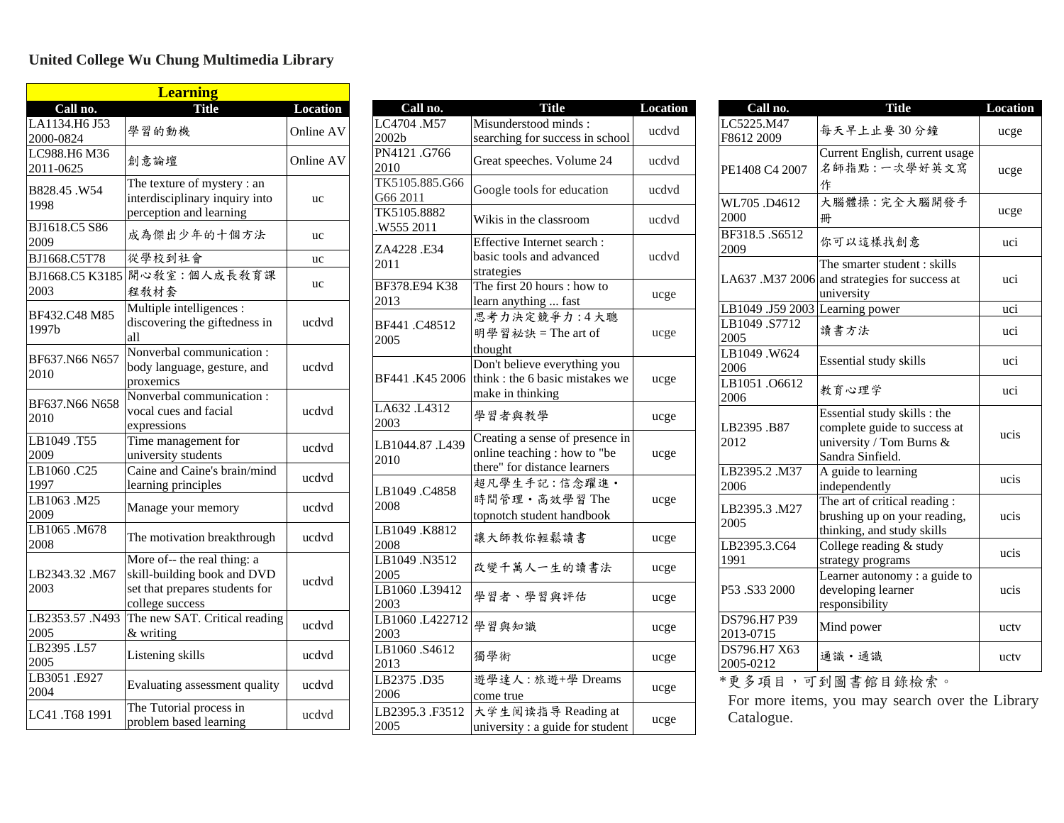**United College Wu Chung Multimedia Library**

## Learning

| Call no. | Title | Location |
|---|---|---|
| LA1134.H6 J53 2000-0824 | 學習的動機 | Online AV |
| LC988.H6 M36 2011-0625 | 創意論壇 | Online AV |
| B828.45 .W54 1998 | The texture of mystery : an interdisciplinary inquiry into perception and learning | uc |
| BJ1618.C5 S86 2009 | 成為傑出少年的十個方法 | uc |
| BJ1668.C5T78 | 從學校到社會 | uc |
| BJ1668.C5 K3185 2003 | 開心教室：個人成長教育課程教材套 | uc |
| BF432.C48 M85 1997b | Multiple intelligences : discovering the giftedness in all | ucdvd |
| BF637.N66 N657 2010 | Nonverbal communication : body language, gesture, and proxemics | ucdvd |
| BF637.N66 N658 2010 | Nonverbal communication : vocal cues and facial expressions | ucdvd |
| LB1049 .T55 2009 | Time management for university students | ucdvd |
| LB1060 .C25 1997 | Caine and Caine's brain/mind learning principles | ucdvd |
| LB1063 .M25 2009 | Manage your memory | ucdvd |
| LB1065 .M678 2008 | The motivation breakthrough | ucdvd |
| LB2343.32 .M67 2003 | More of-- the real thing: a skill-building book and DVD set that prepares students for college success | ucdvd |
| LB2353.57 .N493 2005 | The new SAT. Critical reading & writing | ucdvd |
| LB2395 .L57 2005 | Listening skills | ucdvd |
| LB3051 .E927 2004 | Evaluating assessment quality | ucdvd |
| LC41 .T68 1991 | The Tutorial process in problem based learning | ucdvd |
| LC4704 .M57 2002b | Misunderstood minds : searching for success in school | ucdvd |
| PN4121 .G766 2010 | Great speeches. Volume 24 | ucdvd |
| TK5105.885.G66 G66 2011 | Google tools for education | ucdvd |
| TK5105.8882 .W555 2011 | Wikis in the classroom | ucdvd |
| ZA4228 .E34 2011 | Effective Internet search : basic tools and advanced strategies | ucdvd |
| BF378.E94 K38 2013 | The first 20 hours : how to learn anything ... fast | ucge |
| BF441 .C48512 2005 | 思考力決定競爭力：4大聰明學習祕訣 = The art of thought | ucge |
| BF441 .K45 2006 | Don't believe everything you think : the 6 basic mistakes we make in thinking | ucge |
| LA632 .L4312 2003 | 學習者與教學 | ucge |
| LB1044.87 .L439 2010 | Creating a sense of presence in online teaching : how to "be there" for distance learners | ucge |
| LB1049 .C4858 2008 | 超凡學生手記：信念躍進・時間管理・高效學習 The topnotch student handbook | ucge |
| LB1049 .K8812 2008 | 讓大師教你輕鬆讀書 | ucge |
| LB1049 .N3512 2005 | 改變千萬人一生的讀書法 | ucge |
| LB1060 .L39412 2003 | 學習者、學習與評估 | ucge |
| LB1060 .L422712 2003 | 學習與知識 | ucge |
| LB1060 .S4612 2013 | 獨學術 | ucge |
| LB2375 .D35 2006 | 遊學達人：旅遊+學 Dreams come true | ucge |
| LB2395.3 .F3512 2005 | 大学生阅读指导 Reading at university : a guide for student | ucge |
| LC5225.M47 F8612 2009 | 每天早上止要30分鐘 | ucge |
| PE1408 C4 2007 | Current English, current usage 名師指點：一次學好英文寫作 | ucge |
| WL705 .D4612 2000 | 大腦體操：完全大腦開發手冊 | ucge |
| BF318.5 .S6512 2009 | 你可以這樣找創意 | uci |
| LA637 .M37 2006 | The smarter student : skills and strategies for success at university | uci |
| LB1049 .J59 2003 | Learning power | uci |
| LB1049 .S7712 2005 | 讀書方法 | uci |
| LB1049 .W624 2006 | Essential study skills | uci |
| LB1051 .O6612 2006 | 教育心理学 | uci |
| LB2395 .B87 2012 | Essential study skills : the complete guide to success at university / Tom Burns & Sandra Sinfield. | ucis |
| LB2395.2 .M37 2006 | A guide to learning independently | ucis |
| LB2395.3 .M27 2005 | The art of critical reading : brushing up on your reading, thinking, and study skills | ucis |
| LB2395.3.C64 1991 | College reading & study strategy programs | ucis |
| P53 .S33 2000 | Learner autonomy : a guide to developing learner responsibility | ucis |
| DS796.H7 P39 2013-0715 | Mind power | uctv |
| DS796.H7 X63 2005-0212 | 通識・通識 | uctv |

*更多項目，可到圖書館目錄檢索。

For more items, you may search over the Library Catalogue.